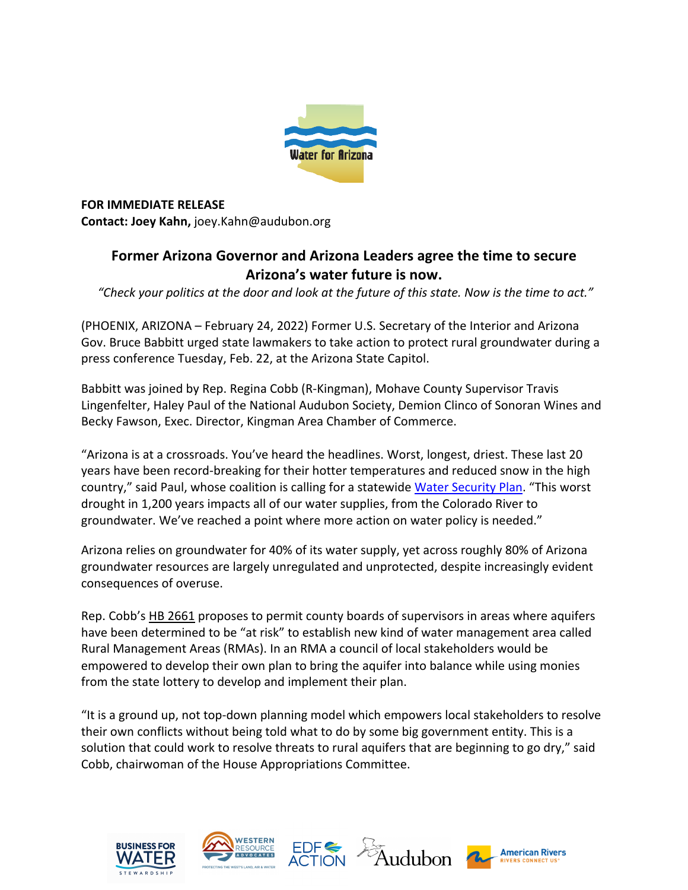**FOR IMMEDIATE RELEASE**
**Contact: Joey Kahn,** joey.Kahn@audubon.org

## Former Arizona Governor and Arizona Leaders agree the time to secure Arizona's water future is now.

*"Check your politics at the door and look at the future of this state. Now is the time to act."*

(PHOENIX, ARIZONA – February 24, 2022) Former U.S. Secretary of the Interior and Arizona Gov. Bruce Babbitt urged state lawmakers to take action to protect rural groundwater during a press conference Tuesday, Feb. 22, at the Arizona State Capitol.

Babbitt was joined by Rep. Regina Cobb (R-Kingman), Mohave County Supervisor Travis Lingenfelter, Haley Paul of the National Audubon Society, Demion Clinco of Sonoran Wines and Becky Fawson, Exec. Director, Kingman Area Chamber of Commerce.

"Arizona is at a crossroads. You've heard the headlines. Worst, longest, driest. These last 20 years have been record-breaking for their hotter temperatures and reduced snow in the high country," said Paul, whose coalition is calling for a statewide Water Security Plan. "This worst drought in 1,200 years impacts all of our water supplies, from the Colorado River to groundwater. We've reached a point where more action on water policy is needed."

Arizona relies on groundwater for 40% of its water supply, yet across roughly 80% of Arizona groundwater resources are largely unregulated and unprotected, despite increasingly evident consequences of overuse.

Rep. Cobb's HB 2661 proposes to permit county boards of supervisors in areas where aquifers have been determined to be "at risk" to establish new kind of water management area called Rural Management Areas (RMAs). In an RMA a council of local stakeholders would be empowered to develop their own plan to bring the aquifer into balance while using monies from the state lottery to develop and implement their plan.

"It is a ground up, not top-down planning model which empowers local stakeholders to resolve their own conflicts without being told what to do by some big government entity. This is a solution that could work to resolve threats to rural aquifers that are beginning to go dry," said Cobb, chairwoman of the House Appropriations Committee.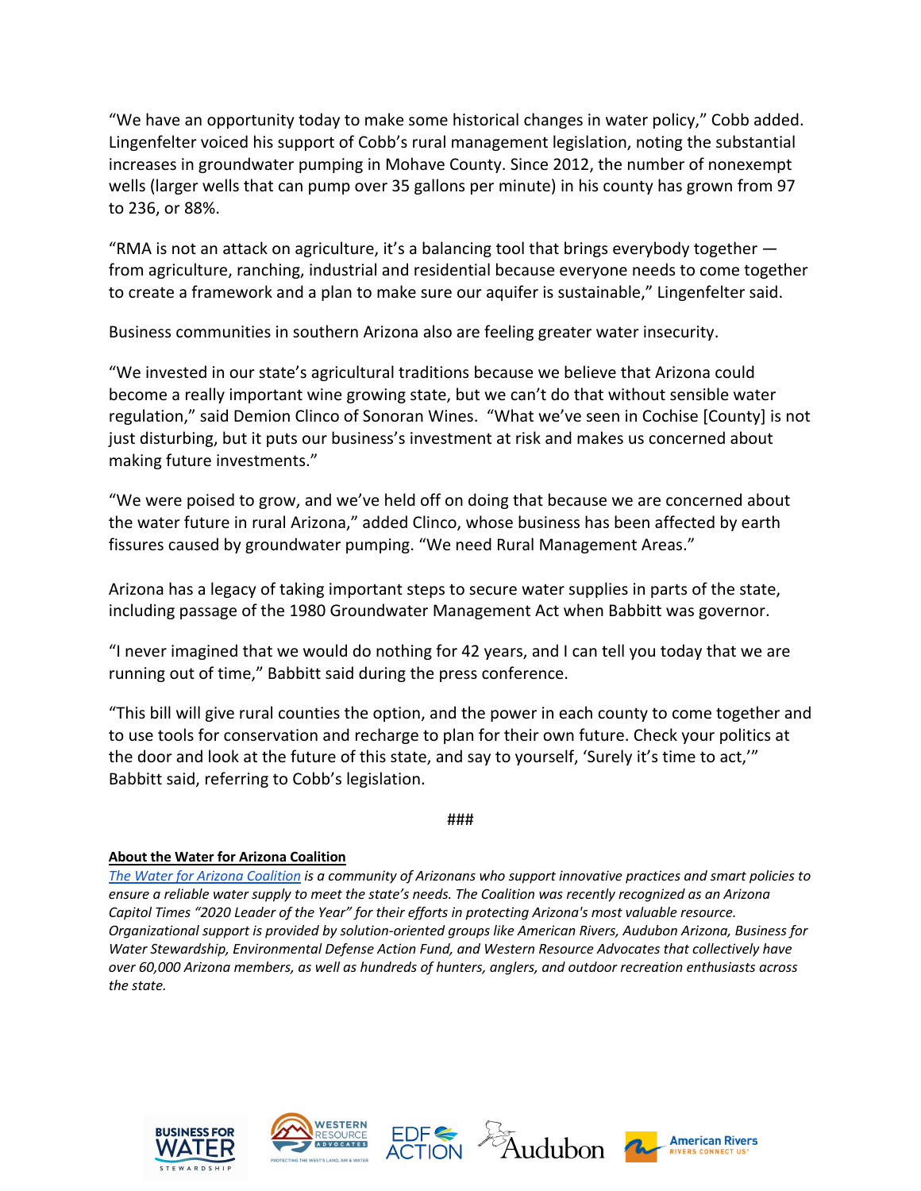"We have an opportunity today to make some historical changes in water policy," Cobb added. Lingenfelter voiced his support of Cobb's rural management legislation, noting the substantial increases in groundwater pumping in Mohave County. Since 2012, the number of nonexempt wells (larger wells that can pump over 35 gallons per minute) in his county has grown from 97 to 236, or 88%.

"RMA is not an attack on agriculture, it's a balancing tool that brings everybody together — from agriculture, ranching, industrial and residential because everyone needs to come together to create a framework and a plan to make sure our aquifer is sustainable," Lingenfelter said.

Business communities in southern Arizona also are feeling greater water insecurity.

"We invested in our state's agricultural traditions because we believe that Arizona could become a really important wine growing state, but we can't do that without sensible water regulation," said Demion Clinco of Sonoran Wines. "What we've seen in Cochise [County] is not just disturbing, but it puts our business's investment at risk and makes us concerned about making future investments."

"We were poised to grow, and we've held off on doing that because we are concerned about the water future in rural Arizona," added Clinco, whose business has been affected by earth fissures caused by groundwater pumping. "We need Rural Management Areas."

Arizona has a legacy of taking important steps to secure water supplies in parts of the state, including passage of the 1980 Groundwater Management Act when Babbitt was governor.

"I never imagined that we would do nothing for 42 years, and I can tell you today that we are running out of time," Babbitt said during the press conference.

"This bill will give rural counties the option, and the power in each county to come together and to use tools for conservation and recharge to plan for their own future. Check your politics at the door and look at the future of this state, and say to yourself, 'Surely it's time to act,'" Babbitt said, referring to Cobb's legislation.

###

**About the Water for Arizona Coalition**

*The Water for Arizona Coalition is a community of Arizonans who support innovative practices and smart policies to ensure a reliable water supply to meet the state's needs. The Coalition was recently recognized as an Arizona Capitol Times "2020 Leader of the Year" for their efforts in protecting Arizona's most valuable resource. Organizational support is provided by solution-oriented groups like American Rivers, Audubon Arizona, Business for Water Stewardship, Environmental Defense Action Fund, and Western Resource Advocates that collectively have over 60,000 Arizona members, as well as hundreds of hunters, anglers, and outdoor recreation enthusiasts across the state.*